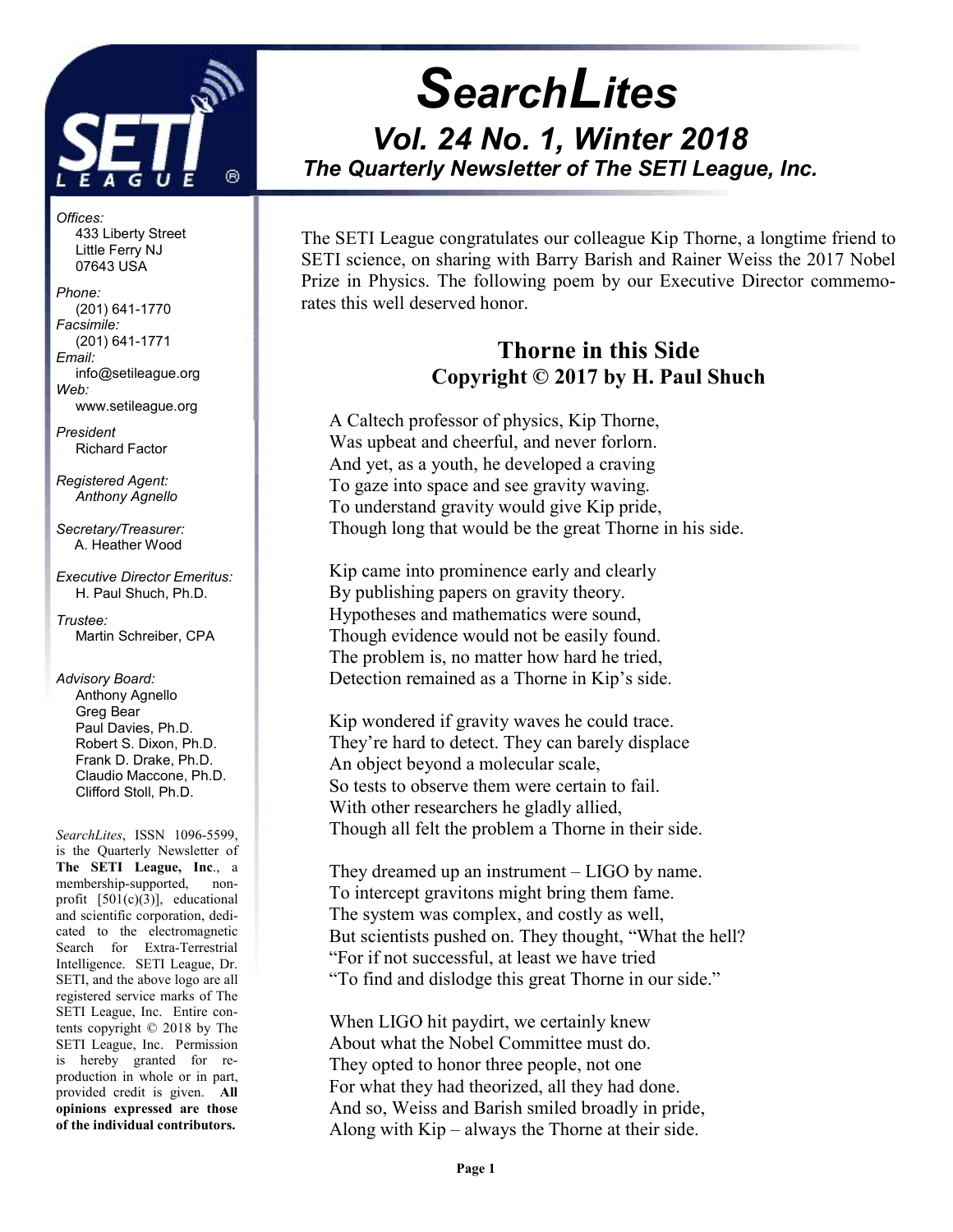# SearchLites

## Vol. 24 No. 1, Winter 2018

### The Quarterly Newsletter of The SETI League, Inc.

*Offices:*
433 Liberty Street
Little Ferry NJ
07643 USA

*Phone:*
(201) 641-1770

*Facsimile:*
(201) 641-1771

*Email:*
info@setileague.org

*Web:*
www.setileague.org

*President*
Richard Factor

*Registered Agent:*
*Anthony Agnello*

*Secretary/Treasurer:*
A. Heather Wood

*Executive Director Emeritus:*
H. Paul Shuch, Ph.D.

*Trustee:*
Martin Schreiber, CPA

*Advisory Board:*
Anthony Agnello
Greg Bear
Paul Davies, Ph.D.
Robert S. Dixon, Ph.D.
Frank D. Drake, Ph.D.
Claudio Maccone, Ph.D.
Clifford Stoll, Ph.D.

*SearchLites*, ISSN 1096-5599, is the Quarterly Newsletter of **The SETI League, Inc**., a membership-supported, non-profit [501(c)(3)], educational and scientific corporation, dedicated to the electromagnetic Search for Extra-Terrestrial Intelligence. SETI League, Dr. SETI, and the above logo are all registered service marks of The SETI League, Inc. Entire contents copyright © 2018 by The SETI League, Inc. Permission is hereby granted for reproduction in whole or in part, provided credit is given. **All opinions expressed are those of the individual contributors.**

The SETI League congratulates our colleague Kip Thorne, a longtime friend to SETI science, on sharing with Barry Barish and Rainer Weiss the 2017 Nobel Prize in Physics. The following poem by our Executive Director commemorates this well deserved honor.

## Thorne in this Side

### Copyright © 2017 by H. Paul Shuch

A Caltech professor of physics, Kip Thorne,
Was upbeat and cheerful, and never forlorn.
And yet, as a youth, he developed a craving
To gaze into space and see gravity waving.
To understand gravity would give Kip pride,
Though long that would be the great Thorne in his side.

Kip came into prominence early and clearly
By publishing papers on gravity theory.
Hypotheses and mathematics were sound,
Though evidence would not be easily found.
The problem is, no matter how hard he tried,
Detection remained as a Thorne in Kip's side.

Kip wondered if gravity waves he could trace.
They're hard to detect. They can barely displace
An object beyond a molecular scale,
So tests to observe them were certain to fail.
With other researchers he gladly allied,
Though all felt the problem a Thorne in their side.

They dreamed up an instrument – LIGO by name.
To intercept gravitons might bring them fame.
The system was complex, and costly as well,
But scientists pushed on. They thought, "What the hell?
"For if not successful, at least we have tried
"To find and dislodge this great Thorne in our side."

When LIGO hit paydirt, we certainly knew
About what the Nobel Committee must do.
They opted to honor three people, not one
For what they had theorized, all they had done.
And so, Weiss and Barish smiled broadly in pride,
Along with Kip – always the Thorne at their side.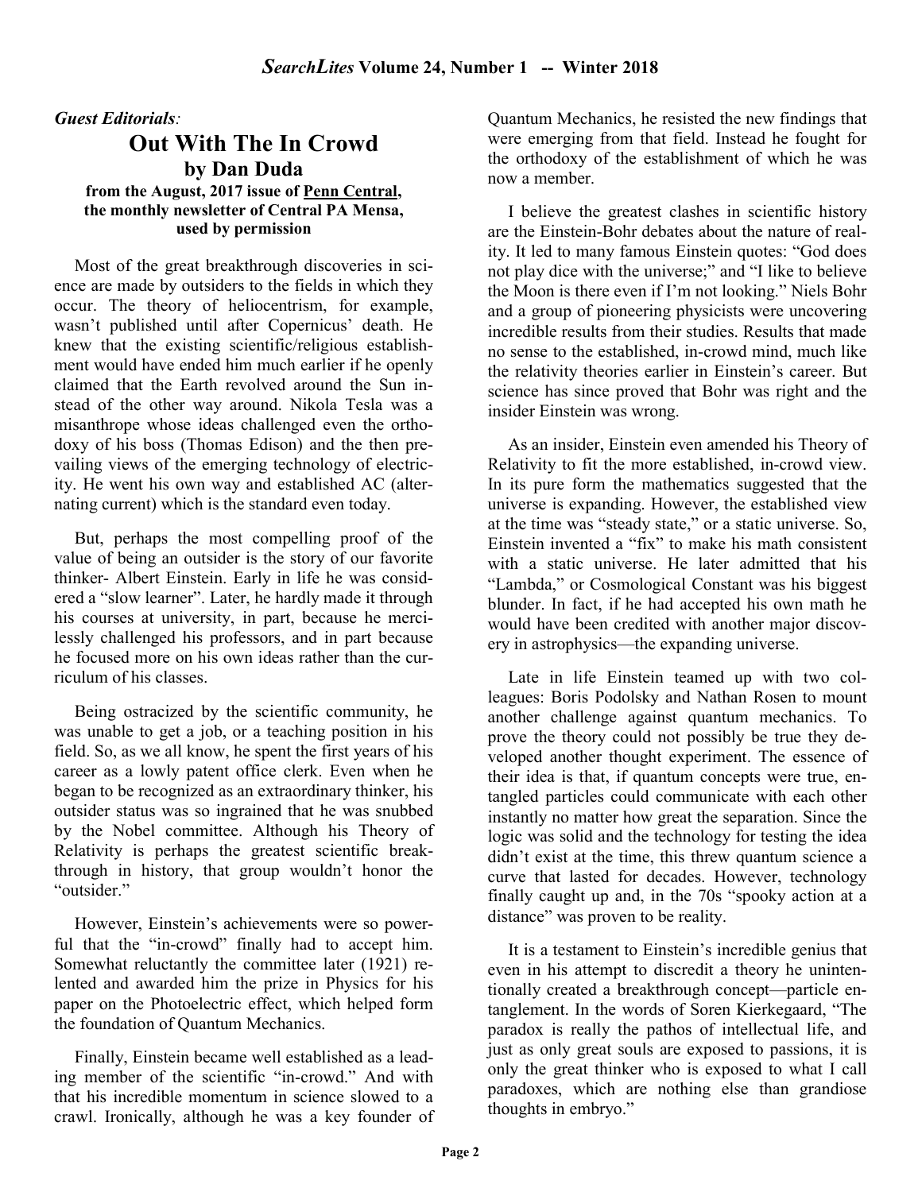*Guest Editorials*:

# Out With The In Crowd

## by Dan Duda

**from the August, 2017 issue of Penn Central, the monthly newsletter of Central PA Mensa, used by permission**

Most of the great breakthrough discoveries in science are made by outsiders to the fields in which they occur. The theory of heliocentrism, for example, wasn't published until after Copernicus' death. He knew that the existing scientific/religious establishment would have ended him much earlier if he openly claimed that the Earth revolved around the Sun instead of the other way around. Nikola Tesla was a misanthrope whose ideas challenged even the orthodoxy of his boss (Thomas Edison) and the then prevailing views of the emerging technology of electricity. He went his own way and established AC (alternating current) which is the standard even today.

But, perhaps the most compelling proof of the value of being an outsider is the story of our favorite thinker- Albert Einstein. Early in life he was considered a "slow learner". Later, he hardly made it through his courses at university, in part, because he mercilessly challenged his professors, and in part because he focused more on his own ideas rather than the curriculum of his classes.

Being ostracized by the scientific community, he was unable to get a job, or a teaching position in his field. So, as we all know, he spent the first years of his career as a lowly patent office clerk. Even when he began to be recognized as an extraordinary thinker, his outsider status was so ingrained that he was snubbed by the Nobel committee. Although his Theory of Relativity is perhaps the greatest scientific breakthrough in history, that group wouldn't honor the "outsider."

However, Einstein's achievements were so powerful that the "in-crowd" finally had to accept him. Somewhat reluctantly the committee later (1921) relented and awarded him the prize in Physics for his paper on the Photoelectric effect, which helped form the foundation of Quantum Mechanics.

Finally, Einstein became well established as a leading member of the scientific "in-crowd." And with that his incredible momentum in science slowed to a crawl. Ironically, although he was a key founder of Quantum Mechanics, he resisted the new findings that were emerging from that field. Instead he fought for the orthodoxy of the establishment of which he was now a member.

I believe the greatest clashes in scientific history are the Einstein-Bohr debates about the nature of reality. It led to many famous Einstein quotes: "God does not play dice with the universe;" and "I like to believe the Moon is there even if I'm not looking." Niels Bohr and a group of pioneering physicists were uncovering incredible results from their studies. Results that made no sense to the established, in-crowd mind, much like the relativity theories earlier in Einstein's career. But science has since proved that Bohr was right and the insider Einstein was wrong.

As an insider, Einstein even amended his Theory of Relativity to fit the more established, in-crowd view. In its pure form the mathematics suggested that the universe is expanding. However, the established view at the time was "steady state," or a static universe. So, Einstein invented a "fix" to make his math consistent with a static universe. He later admitted that his "Lambda," or Cosmological Constant was his biggest blunder. In fact, if he had accepted his own math he would have been credited with another major discovery in astrophysics—the expanding universe.

Late in life Einstein teamed up with two colleagues: Boris Podolsky and Nathan Rosen to mount another challenge against quantum mechanics. To prove the theory could not possibly be true they developed another thought experiment. The essence of their idea is that, if quantum concepts were true, entangled particles could communicate with each other instantly no matter how great the separation. Since the logic was solid and the technology for testing the idea didn't exist at the time, this threw quantum science a curve that lasted for decades. However, technology finally caught up and, in the 70s "spooky action at a distance" was proven to be reality.

It is a testament to Einstein's incredible genius that even in his attempt to discredit a theory he unintentionally created a breakthrough concept—particle entanglement. In the words of Soren Kierkegaard, "The paradox is really the pathos of intellectual life, and just as only great souls are exposed to passions, it is only the great thinker who is exposed to what I call paradoxes, which are nothing else than grandiose thoughts in embryo."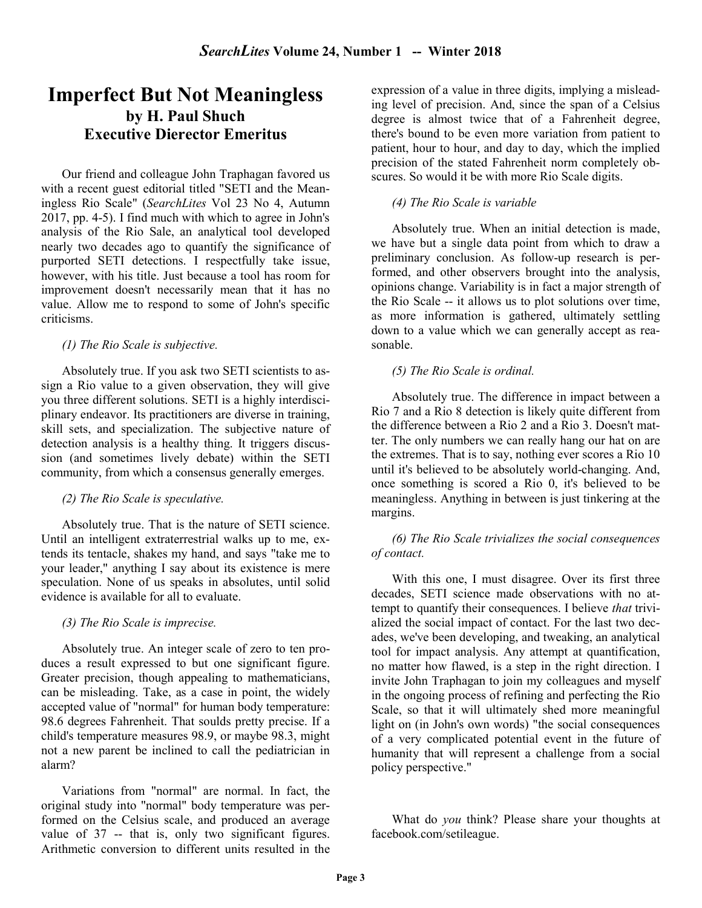# Imperfect But Not Meaningless

## by H. Paul Shuch
## Executive Dierector Emeritus

Our friend and colleague John Traphagan favored us with a recent guest editorial titled "SETI and the Meaningless Rio Scale" (*SearchLites* Vol 23 No 4, Autumn 2017, pp. 4-5). I find much with which to agree in John's analysis of the Rio Sale, an analytical tool developed nearly two decades ago to quantify the significance of purported SETI detections. I respectfully take issue, however, with his title. Just because a tool has room for improvement doesn't necessarily mean that it has no value. Allow me to respond to some of John's specific criticisms.

*(1) The Rio Scale is subjective.*

Absolutely true. If you ask two SETI scientists to assign a Rio value to a given observation, they will give you three different solutions. SETI is a highly interdisciplinary endeavor. Its practitioners are diverse in training, skill sets, and specialization. The subjective nature of detection analysis is a healthy thing. It triggers discussion (and sometimes lively debate) within the SETI community, from which a consensus generally emerges.

*(2) The Rio Scale is speculative.*

Absolutely true. That is the nature of SETI science. Until an intelligent extraterrestrial walks up to me, extends its tentacle, shakes my hand, and says "take me to your leader," anything I say about its existence is mere speculation. None of us speaks in absolutes, until solid evidence is available for all to evaluate.

*(3) The Rio Scale is imprecise.*

Absolutely true. An integer scale of zero to ten produces a result expressed to but one significant figure. Greater precision, though appealing to mathematicians, can be misleading. Take, as a case in point, the widely accepted value of "normal" for human body temperature: 98.6 degrees Fahrenheit. That soulds pretty precise. If a child's temperature measures 98.9, or maybe 98.3, might not a new parent be inclined to call the pediatrician in alarm?

Variations from "normal" are normal. In fact, the original study into "normal" body temperature was performed on the Celsius scale, and produced an average value of 37 -- that is, only two significant figures. Arithmetic conversion to different units resulted in the expression of a value in three digits, implying a misleading level of precision. And, since the span of a Celsius degree is almost twice that of a Fahrenheit degree, there's bound to be even more variation from patient to patient, hour to hour, and day to day, which the implied precision of the stated Fahrenheit norm completely obscures. So would it be with more Rio Scale digits.

*(4) The Rio Scale is variable*

Absolutely true. When an initial detection is made, we have but a single data point from which to draw a preliminary conclusion. As follow-up research is performed, and other observers brought into the analysis, opinions change. Variability is in fact a major strength of the Rio Scale -- it allows us to plot solutions over time, as more information is gathered, ultimately settling down to a value which we can generally accept as reasonable.

*(5) The Rio Scale is ordinal.*

Absolutely true. The difference in impact between a Rio 7 and a Rio 8 detection is likely quite different from the difference between a Rio 2 and a Rio 3. Doesn't matter. The only numbers we can really hang our hat on are the extremes. That is to say, nothing ever scores a Rio 10 until it's believed to be absolutely world-changing. And, once something is scored a Rio 0, it's believed to be meaningless. Anything in between is just tinkering at the margins.

*(6) The Rio Scale trivializes the social consequences of contact.*

With this one, I must disagree. Over its first three decades, SETI science made observations with no attempt to quantify their consequences. I believe *that* trivialized the social impact of contact. For the last two decades, we've been developing, and tweaking, an analytical tool for impact analysis. Any attempt at quantification, no matter how flawed, is a step in the right direction. I invite John Traphagan to join my colleagues and myself in the ongoing process of refining and perfecting the Rio Scale, so that it will ultimately shed more meaningful light on (in John's own words) "the social consequences of a very complicated potential event in the future of humanity that will represent a challenge from a social policy perspective."

What do *you* think? Please share your thoughts at facebook.com/setileague.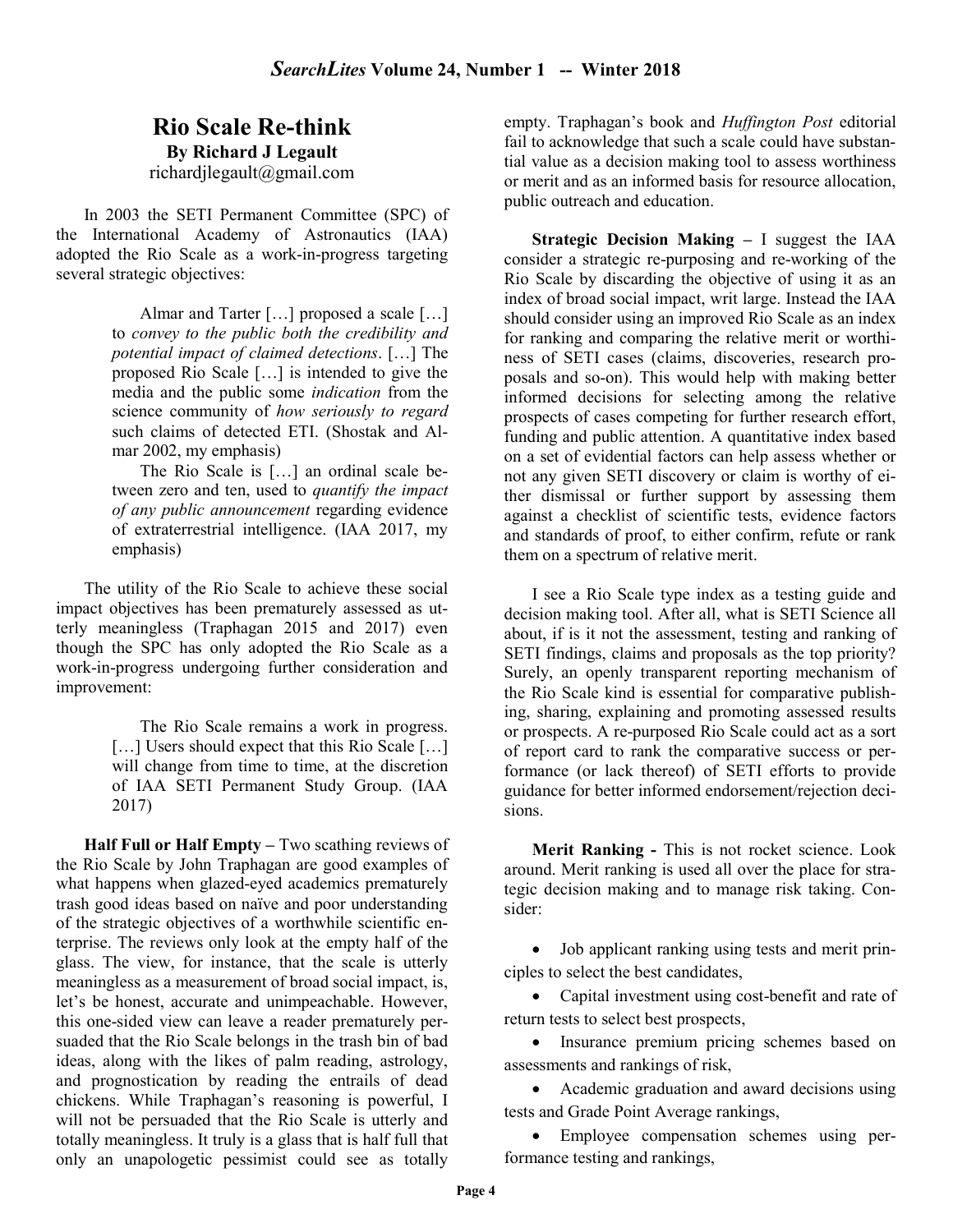## Rio Scale Re-think

**By Richard J Legault**
richardjlegault@gmail.com

In 2003 the SETI Permanent Committee (SPC) of the International Academy of Astronautics (IAA) adopted the Rio Scale as a work-in-progress targeting several strategic objectives:

> Almar and Tarter […] proposed a scale […] to *convey to the public both the credibility and potential impact of claimed detections*. […] The proposed Rio Scale […] is intended to give the media and the public some *indication* from the science community of *how seriously to regard* such claims of detected ETI. (Shostak and Almar 2002, my emphasis)
>
> The Rio Scale is […] an ordinal scale between zero and ten, used to *quantify the impact of any public announcement* regarding evidence of extraterrestrial intelligence. (IAA 2017, my emphasis)

The utility of the Rio Scale to achieve these social impact objectives has been prematurely assessed as utterly meaningless (Traphagan 2015 and 2017) even though the SPC has only adopted the Rio Scale as a work-in-progress undergoing further consideration and improvement:

> The Rio Scale remains a work in progress. […] Users should expect that this Rio Scale […] will change from time to time, at the discretion of IAA SETI Permanent Study Group. (IAA 2017)

**Half Full or Half Empty –** Two scathing reviews of the Rio Scale by John Traphagan are good examples of what happens when glazed-eyed academics prematurely trash good ideas based on naïve and poor understanding of the strategic objectives of a worthwhile scientific enterprise. The reviews only look at the empty half of the glass. The view, for instance, that the scale is utterly meaningless as a measurement of broad social impact, is, let's be honest, accurate and unimpeachable. However, this one-sided view can leave a reader prematurely persuaded that the Rio Scale belongs in the trash bin of bad ideas, along with the likes of palm reading, astrology, and prognostication by reading the entrails of dead chickens. While Traphagan's reasoning is powerful, I will not be persuaded that the Rio Scale is utterly and totally meaningless. It truly is a glass that is half full that only an unapologetic pessimist could see as totally empty. Traphagan's book and *Huffington Post* editorial fail to acknowledge that such a scale could have substantial value as a decision making tool to assess worthiness or merit and as an informed basis for resource allocation, public outreach and education.

**Strategic Decision Making –** I suggest the IAA consider a strategic re-purposing and re-working of the Rio Scale by discarding the objective of using it as an index of broad social impact, writ large. Instead the IAA should consider using an improved Rio Scale as an index for ranking and comparing the relative merit or worthiness of SETI cases (claims, discoveries, research proposals and so-on). This would help with making better informed decisions for selecting among the relative prospects of cases competing for further research effort, funding and public attention. A quantitative index based on a set of evidential factors can help assess whether or not any given SETI discovery or claim is worthy of either dismissal or further support by assessing them against a checklist of scientific tests, evidence factors and standards of proof, to either confirm, refute or rank them on a spectrum of relative merit.

I see a Rio Scale type index as a testing guide and decision making tool. After all, what is SETI Science all about, if is it not the assessment, testing and ranking of SETI findings, claims and proposals as the top priority? Surely, an openly transparent reporting mechanism of the Rio Scale kind is essential for comparative publishing, sharing, explaining and promoting assessed results or prospects. A re-purposed Rio Scale could act as a sort of report card to rank the comparative success or performance (or lack thereof) of SETI efforts to provide guidance for better informed endorsement/rejection decisions.

**Merit Ranking -** This is not rocket science. Look around. Merit ranking is used all over the place for strategic decision making and to manage risk taking. Consider:

- Job applicant ranking using tests and merit principles to select the best candidates,
- Capital investment using cost-benefit and rate of return tests to select best prospects,
- Insurance premium pricing schemes based on assessments and rankings of risk,
- Academic graduation and award decisions using tests and Grade Point Average rankings,
- Employee compensation schemes using performance testing and rankings,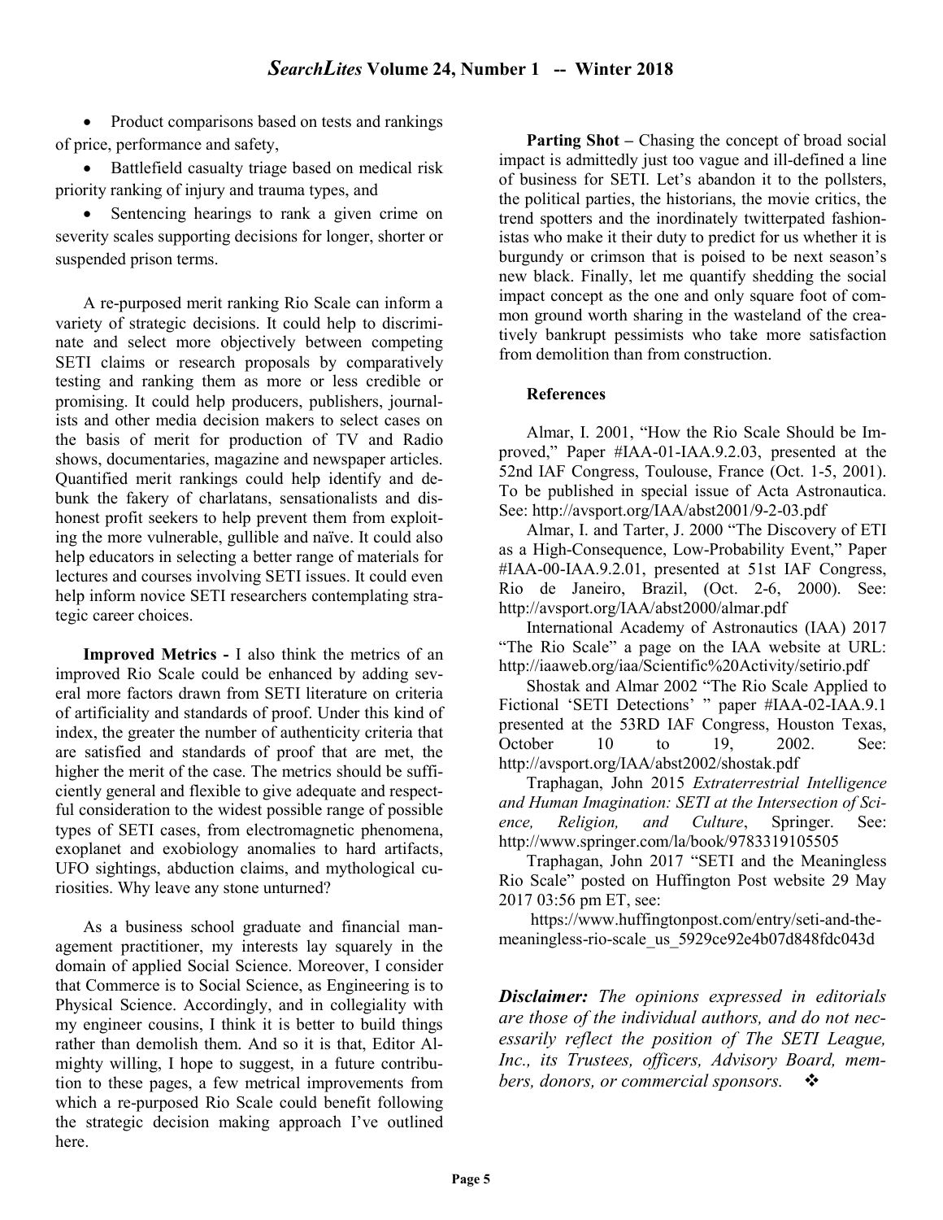- Product comparisons based on tests and rankings of price, performance and safety,
- Battlefield casualty triage based on medical risk priority ranking of injury and trauma types, and
- Sentencing hearings to rank a given crime on severity scales supporting decisions for longer, shorter or suspended prison terms.

A re-purposed merit ranking Rio Scale can inform a variety of strategic decisions. It could help to discriminate and select more objectively between competing SETI claims or research proposals by comparatively testing and ranking them as more or less credible or promising. It could help producers, publishers, journalists and other media decision makers to select cases on the basis of merit for production of TV and Radio shows, documentaries, magazine and newspaper articles. Quantified merit rankings could help identify and debunk the fakery of charlatans, sensationalists and dishonest profit seekers to help prevent them from exploiting the more vulnerable, gullible and naïve. It could also help educators in selecting a better range of materials for lectures and courses involving SETI issues. It could even help inform novice SETI researchers contemplating strategic career choices.

**Improved Metrics -** I also think the metrics of an improved Rio Scale could be enhanced by adding several more factors drawn from SETI literature on criteria of artificiality and standards of proof. Under this kind of index, the greater the number of authenticity criteria that are satisfied and standards of proof that are met, the higher the merit of the case. The metrics should be sufficiently general and flexible to give adequate and respectful consideration to the widest possible range of possible types of SETI cases, from electromagnetic phenomena, exoplanet and exobiology anomalies to hard artifacts, UFO sightings, abduction claims, and mythological curiosities. Why leave any stone unturned?

As a business school graduate and financial management practitioner, my interests lay squarely in the domain of applied Social Science. Moreover, I consider that Commerce is to Social Science, as Engineering is to Physical Science. Accordingly, and in collegiality with my engineer cousins, I think it is better to build things rather than demolish them. And so it is that, Editor Almighty willing, I hope to suggest, in a future contribution to these pages, a few metrical improvements from which a re-purposed Rio Scale could benefit following the strategic decision making approach I've outlined here.

**Parting Shot –** Chasing the concept of broad social impact is admittedly just too vague and ill-defined a line of business for SETI. Let's abandon it to the pollsters, the political parties, the historians, the movie critics, the trend spotters and the inordinately twitterpated fashionistas who make it their duty to predict for us whether it is burgundy or crimson that is poised to be next season's new black. Finally, let me quantify shedding the social impact concept as the one and only square foot of common ground worth sharing in the wasteland of the creatively bankrupt pessimists who take more satisfaction from demolition than from construction.

**References**

Almar, I. 2001, "How the Rio Scale Should be Improved," Paper #IAA-01-IAA.9.2.03, presented at the 52nd IAF Congress, Toulouse, France (Oct. 1-5, 2001). To be published in special issue of Acta Astronautica. See: http://avsport.org/IAA/abst2001/9-2-03.pdf

Almar, I. and Tarter, J. 2000 "The Discovery of ETI as a High-Consequence, Low-Probability Event," Paper #IAA-00-IAA.9.2.01, presented at 51st IAF Congress, Rio de Janeiro, Brazil, (Oct. 2-6, 2000). See: http://avsport.org/IAA/abst2000/almar.pdf

International Academy of Astronautics (IAA) 2017 "The Rio Scale" a page on the IAA website at URL: http://iaaweb.org/iaa/Scientific%20Activity/setirio.pdf

Shostak and Almar 2002 "The Rio Scale Applied to Fictional 'SETI Detections' " paper #IAA-02-IAA.9.1 presented at the 53RD IAF Congress, Houston Texas, October 10 to 19, 2002. See: http://avsport.org/IAA/abst2002/shostak.pdf

Traphagan, John 2015 *Extraterrestrial Intelligence and Human Imagination: SETI at the Intersection of Science, Religion, and Culture*, Springer. See: http://www.springer.com/la/book/9783319105505

Traphagan, John 2017 "SETI and the Meaningless Rio Scale" posted on Huffington Post website 29 May 2017 03:56 pm ET, see: https://www.huffingtonpost.com/entry/seti-and-the-meaningless-rio-scale_us_5929ce92e4b07d848fdc043d

***Disclaimer:*** *The opinions expressed in editorials are those of the individual authors, and do not necessarily reflect the position of The SETI League, Inc., its Trustees, officers, Advisory Board, members, donors, or commercial sponsors.* ❖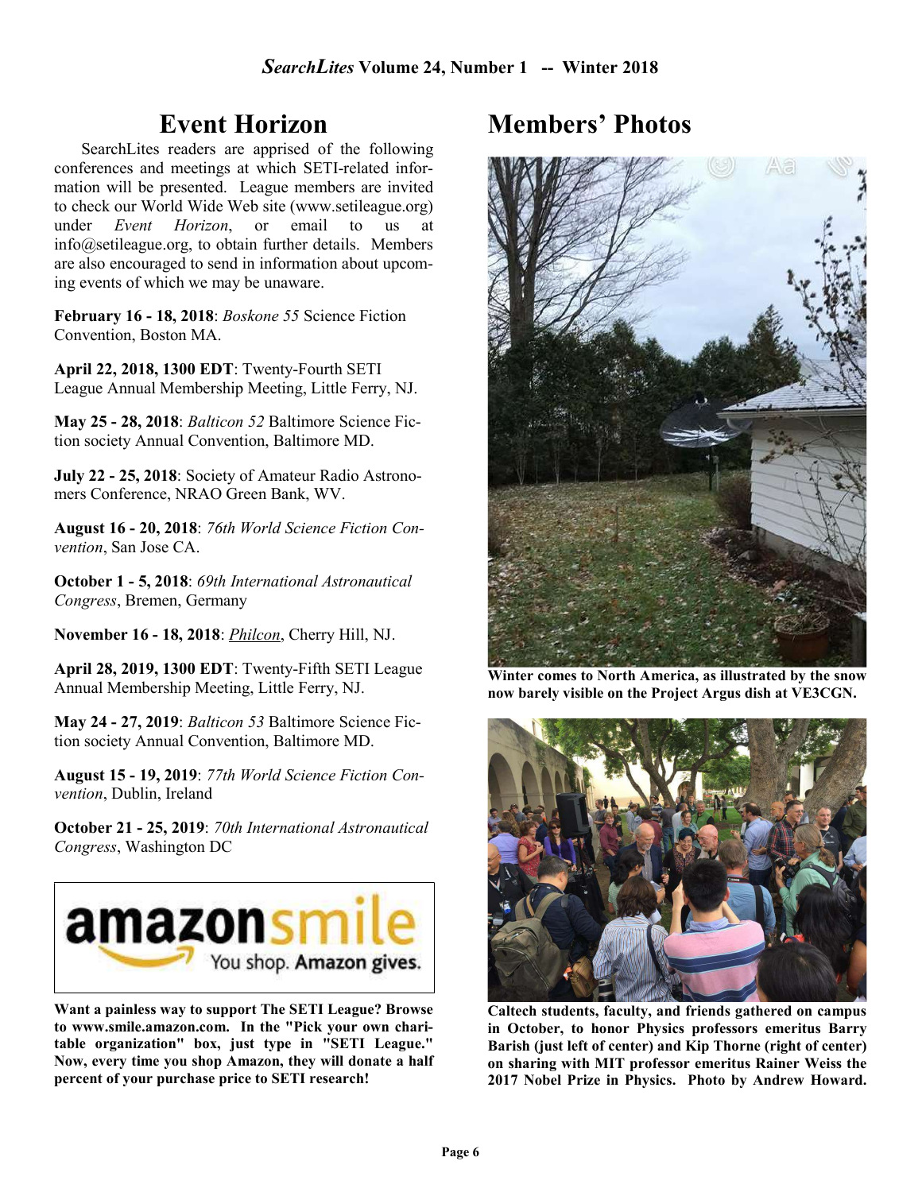## Event Horizon

SearchLites readers are apprised of the following conferences and meetings at which SETI-related information will be presented. League members are invited to check our World Wide Web site (www.setileague.org) under *Event Horizon*, or email to us at info@setileague.org, to obtain further details. Members are also encouraged to send in information about upcoming events of which we may be unaware.

**February 16 - 18, 2018**: *Boskone 55* Science Fiction Convention, Boston MA.

**April 22, 2018, 1300 EDT**: Twenty-Fourth SETI League Annual Membership Meeting, Little Ferry, NJ.

**May 25 - 28, 2018**: *Balticon 52* Baltimore Science Fiction society Annual Convention, Baltimore MD.

**July 22 - 25, 2018**: Society of Amateur Radio Astronomers Conference, NRAO Green Bank, WV.

**August 16 - 20, 2018**: *76th World Science Fiction Convention*, San Jose CA.

**October 1 - 5, 2018**: *69th International Astronautical Congress*, Bremen, Germany

**November 16 - 18, 2018**: *Philcon*, Cherry Hill, NJ.

**April 28, 2019, 1300 EDT**: Twenty-Fifth SETI League Annual Membership Meeting, Little Ferry, NJ.

**May 24 - 27, 2019**: *Balticon 53* Baltimore Science Fiction society Annual Convention, Baltimore MD.

**August 15 - 19, 2019**: *77th World Science Fiction Convention*, Dublin, Ireland

**October 21 - 25, 2019**: *70th International Astronautical Congress*, Washington DC

amazonsmile You shop. Amazon gives.

**Want a painless way to support The SETI League? Browse to www.smile.amazon.com. In the "Pick your own charitable organization" box, just type in "SETI League." Now, every time you shop Amazon, they will donate a half percent of your purchase price to SETI research!**

## Members' Photos

**Winter comes to North America, as illustrated by the snow now barely visible on the Project Argus dish at VE3CGN.**

**Caltech students, faculty, and friends gathered on campus in October, to honor Physics professors emeritus Barry Barish (just left of center) and Kip Thorne (right of center) on sharing with MIT professor emeritus Rainer Weiss the 2017 Nobel Prize in Physics. Photo by Andrew Howard.**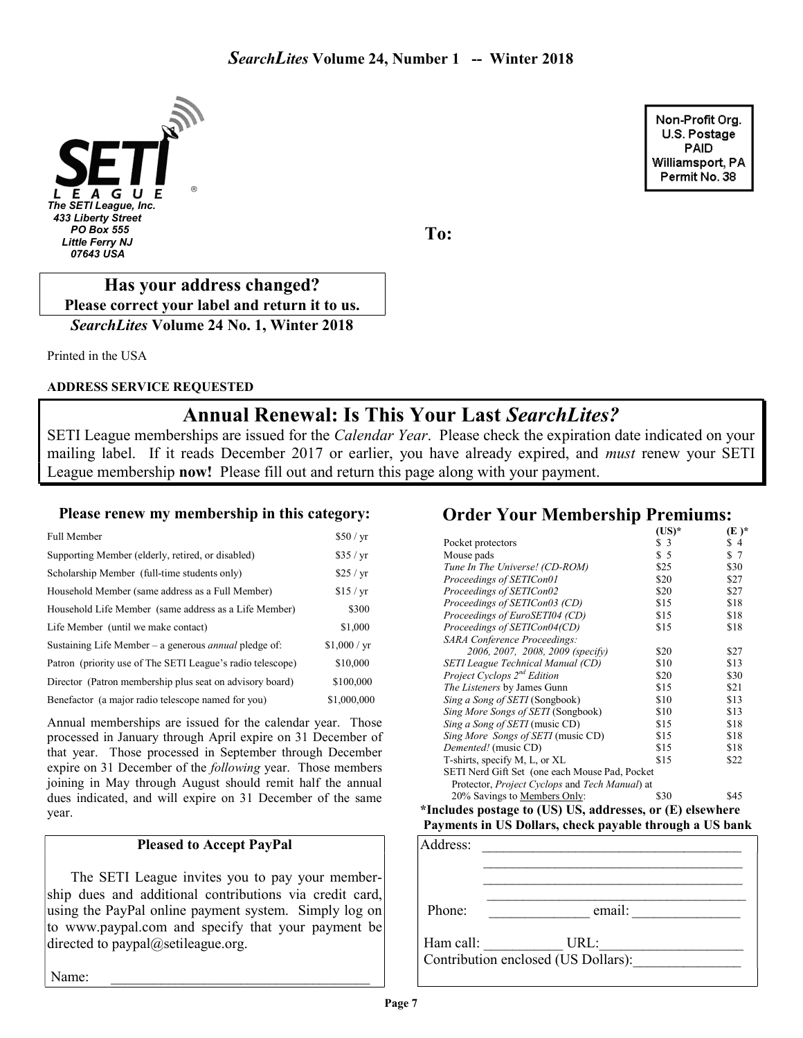The SETI League, Inc.
433 Liberty Street
PO Box 555
Little Ferry NJ
07643 USA

Non-Profit Org.
U.S. Postage
PAID
Williamsport, PA
Permit No. 38

**To:**

**Has your address changed?**
**Please correct your label and return it to us.**

***SearchLites* Volume 24 No. 1, Winter 2018**

Printed in the USA

**ADDRESS SERVICE REQUESTED**

## Annual Renewal: Is This Your Last *SearchLites?*

SETI League memberships are issued for the *Calendar Year*. Please check the expiration date indicated on your mailing label. If it reads December 2017 or earlier, you have already expired, and *must* renew your SETI League membership **now!** Please fill out and return this page along with your payment.

### Please renew my membership in this category:

| | |
|---|---|
| Full Member | $50 / yr |
| Supporting Member (elderly, retired, or disabled) | $35 / yr |
| Scholarship Member (full-time students only) | $25 / yr |
| Household Member (same address as a Full Member) | $15 / yr |
| Household Life Member (same address as a Life Member) | $300 |
| Life Member (until we make contact) | $1,000 |
| Sustaining Life Member – a generous *annual* pledge of: | $1,000 / yr |
| Patron (priority use of The SETI League's radio telescope) | $10,000 |
| Director (Patron membership plus seat on advisory board) | $100,000 |
| Benefactor (a major radio telescope named for you) | $1,000,000 |

Annual memberships are issued for the calendar year. Those processed in January through April expire on 31 December of that year. Those processed in September through December expire on 31 December of the *following* year. Those members joining in May through August should remit half the annual dues indicated, and will expire on 31 December of the same year.

**Pleased to Accept PayPal**

The SETI League invites you to pay your membership dues and additional contributions via credit card, using the PayPal online payment system. Simply log on to www.paypal.com and specify that your payment be directed to paypal@setileague.org.

Name: ____________________________________

## Order Your Membership Premiums:

| | (US)* | (E)* |
|---|---|---|
| Pocket protectors | $ 3 | $ 4 |
| Mouse pads | $ 5 | $ 7 |
| *Tune In The Universe! (CD-ROM)* | $25 | $30 |
| *Proceedings of SETICon01* | $20 | $27 |
| *Proceedings of SETICon02* | $20 | $27 |
| *Proceedings of SETICon03 (CD)* | $15 | $18 |
| *Proceedings of EuroSETI04 (CD)* | $15 | $18 |
| *Proceedings of SETICon04(CD)* | $15 | $18 |
| *SARA Conference Proceedings: 2006, 2007, 2008, 2009 (specify)* | $20 | $27 |
| *SETI League Technical Manual (CD)* | $10 | $13 |
| *Project Cyclops 2nd Edition* | $20 | $30 |
| *The Listeners* by James Gunn | $15 | $21 |
| *Sing a Song of SETI* (Songbook) | $10 | $13 |
| *Sing More Songs of SETI* (Songbook) | $10 | $13 |
| *Sing a Song of SETI* (music CD) | $15 | $18 |
| *Sing More Songs of SETI* (music CD) | $15 | $18 |
| *Demented!* (music CD) | $15 | $18 |
| T-shirts, specify M, L, or XL | $15 | $22 |
| SETI Nerd Gift Set (one each Mouse Pad, Pocket Protector, *Project Cyclops* and *Tech Manual*) at 20% Savings to Members Only: | $30 | $45 |

**\*Includes postage to (US) US, addresses, or (E) elsewhere**
**Payments in US Dollars, check payable through a US bank**

Address: ____________________________________
____________________________________
____________________________________
____________________________________

Phone: ______________ email: ______________

Ham call: ___________ URL: ____________________

Contribution enclosed (US Dollars): _______________